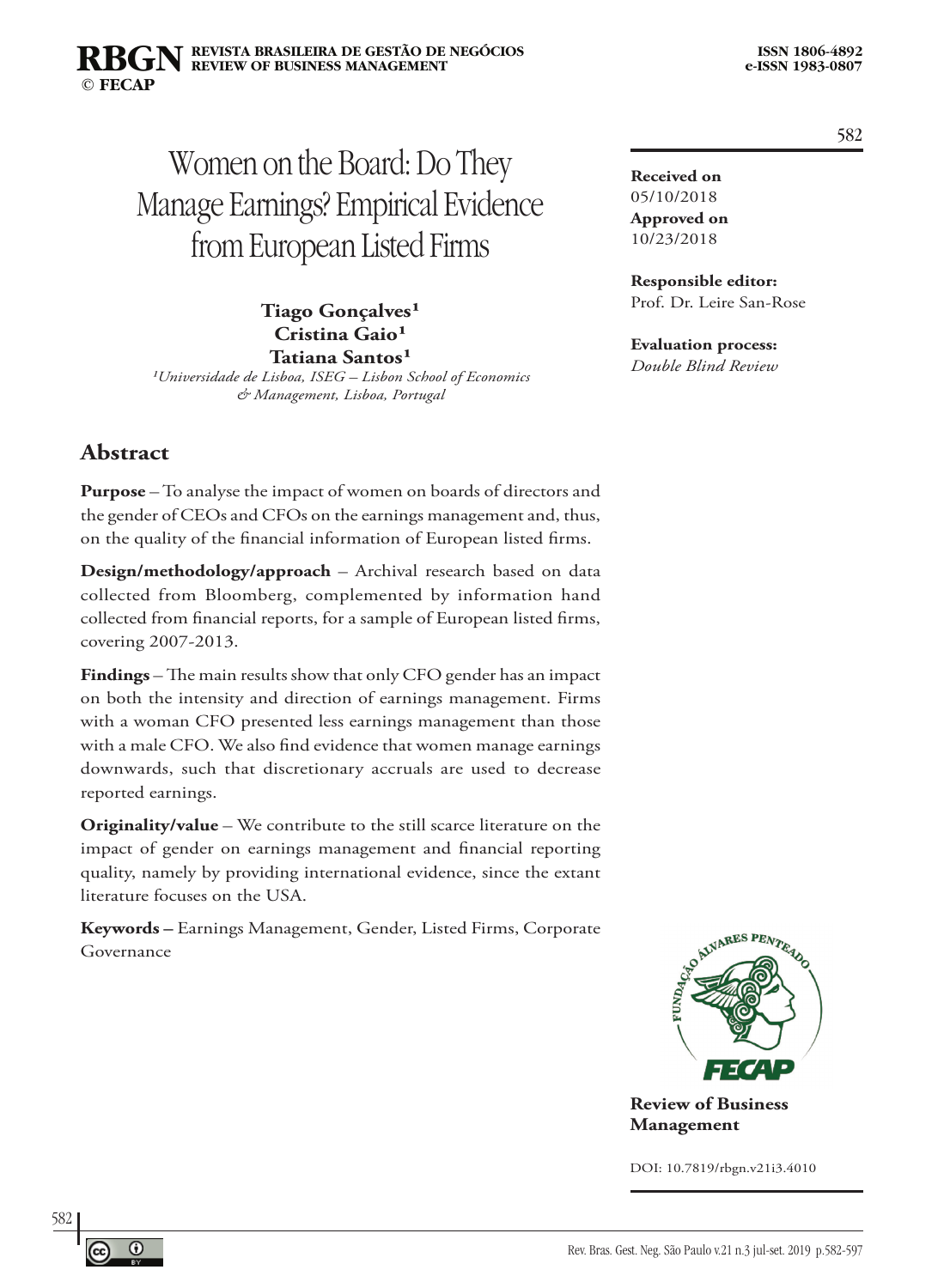# Women on the Board: Do They Manage Earnings? Empirical Evidence from European Listed Firms

**Tiago Gonçalves**[1]
**Cristina Gaio**[1]
**Tatiana Santos**[1]

[1]*Universidade de Lisboa, ISEG – Lisbon School of Economics & Management, Lisboa, Portugal*

**Received on**
05/10/2018
**Approved on**
10/23/2018

**Responsible editor:**
Prof. Dr. Leire San-Rose

**Evaluation process:**
*Double Blind Review*

## Abstract

**Purpose** – To analyse the impact of women on boards of directors and the gender of CEOs and CFOs on the earnings management and, thus, on the quality of the financial information of European listed firms.

**Design/methodology/approach** – Archival research based on data collected from Bloomberg, complemented by information hand collected from financial reports, for a sample of European listed firms, covering 2007-2013.

**Findings** – The main results show that only CFO gender has an impact on both the intensity and direction of earnings management. Firms with a woman CFO presented less earnings management than those with a male CFO. We also find evidence that women manage earnings downwards, such that discretionary accruals are used to decrease reported earnings.

**Originality/value** – We contribute to the still scarce literature on the impact of gender on earnings management and financial reporting quality, namely by providing international evidence, since the extant literature focuses on the USA.

**Keywords –** Earnings Management, Gender, Listed Firms, Corporate Governance

**Review of Business Management**

DOI: 10.7819/rbgn.v21i3.4010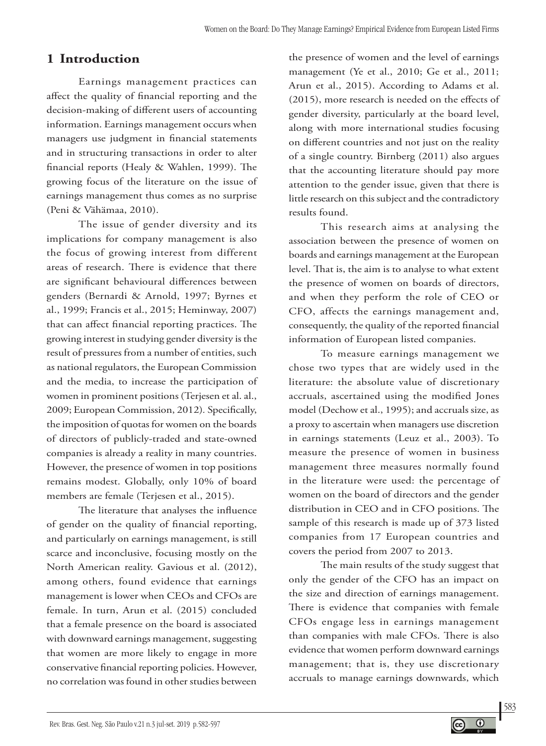## 1 Introduction

Earnings management practices can affect the quality of financial reporting and the decision-making of different users of accounting information. Earnings management occurs when managers use judgment in financial statements and in structuring transactions in order to alter financial reports (Healy & Wahlen, 1999). The growing focus of the literature on the issue of earnings management thus comes as no surprise (Peni & Vähämaa, 2010).

The issue of gender diversity and its implications for company management is also the focus of growing interest from different areas of research. There is evidence that there are significant behavioural differences between genders (Bernardi & Arnold, 1997; Byrnes et al., 1999; Francis et al., 2015; Heminway, 2007) that can affect financial reporting practices. The growing interest in studying gender diversity is the result of pressures from a number of entities, such as national regulators, the European Commission and the media, to increase the participation of women in prominent positions (Terjesen et al. al., 2009; European Commission, 2012). Specifically, the imposition of quotas for women on the boards of directors of publicly-traded and state-owned companies is already a reality in many countries. However, the presence of women in top positions remains modest. Globally, only 10% of board members are female (Terjesen et al., 2015).

The literature that analyses the influence of gender on the quality of financial reporting, and particularly on earnings management, is still scarce and inconclusive, focusing mostly on the North American reality. Gavious et al. (2012), among others, found evidence that earnings management is lower when CEOs and CFOs are female. In turn, Arun et al. (2015) concluded that a female presence on the board is associated with downward earnings management, suggesting that women are more likely to engage in more conservative financial reporting policies. However, no correlation was found in other studies between the presence of women and the level of earnings management (Ye et al., 2010; Ge et al., 2011; Arun et al., 2015). According to Adams et al. (2015), more research is needed on the effects of gender diversity, particularly at the board level, along with more international studies focusing on different countries and not just on the reality of a single country. Birnberg (2011) also argues that the accounting literature should pay more attention to the gender issue, given that there is little research on this subject and the contradictory results found.

This research aims at analysing the association between the presence of women on boards and earnings management at the European level. That is, the aim is to analyse to what extent the presence of women on boards of directors, and when they perform the role of CEO or CFO, affects the earnings management and, consequently, the quality of the reported financial information of European listed companies.

To measure earnings management we chose two types that are widely used in the literature: the absolute value of discretionary accruals, ascertained using the modified Jones model (Dechow et al., 1995); and accruals size, as a proxy to ascertain when managers use discretion in earnings statements (Leuz et al., 2003). To measure the presence of women in business management three measures normally found in the literature were used: the percentage of women on the board of directors and the gender distribution in CEO and in CFO positions. The sample of this research is made up of 373 listed companies from 17 European countries and covers the period from 2007 to 2013.

The main results of the study suggest that only the gender of the CFO has an impact on the size and direction of earnings management. There is evidence that companies with female CFOs engage less in earnings management than companies with male CFOs. There is also evidence that women perform downward earnings management; that is, they use discretionary accruals to manage earnings downwards, which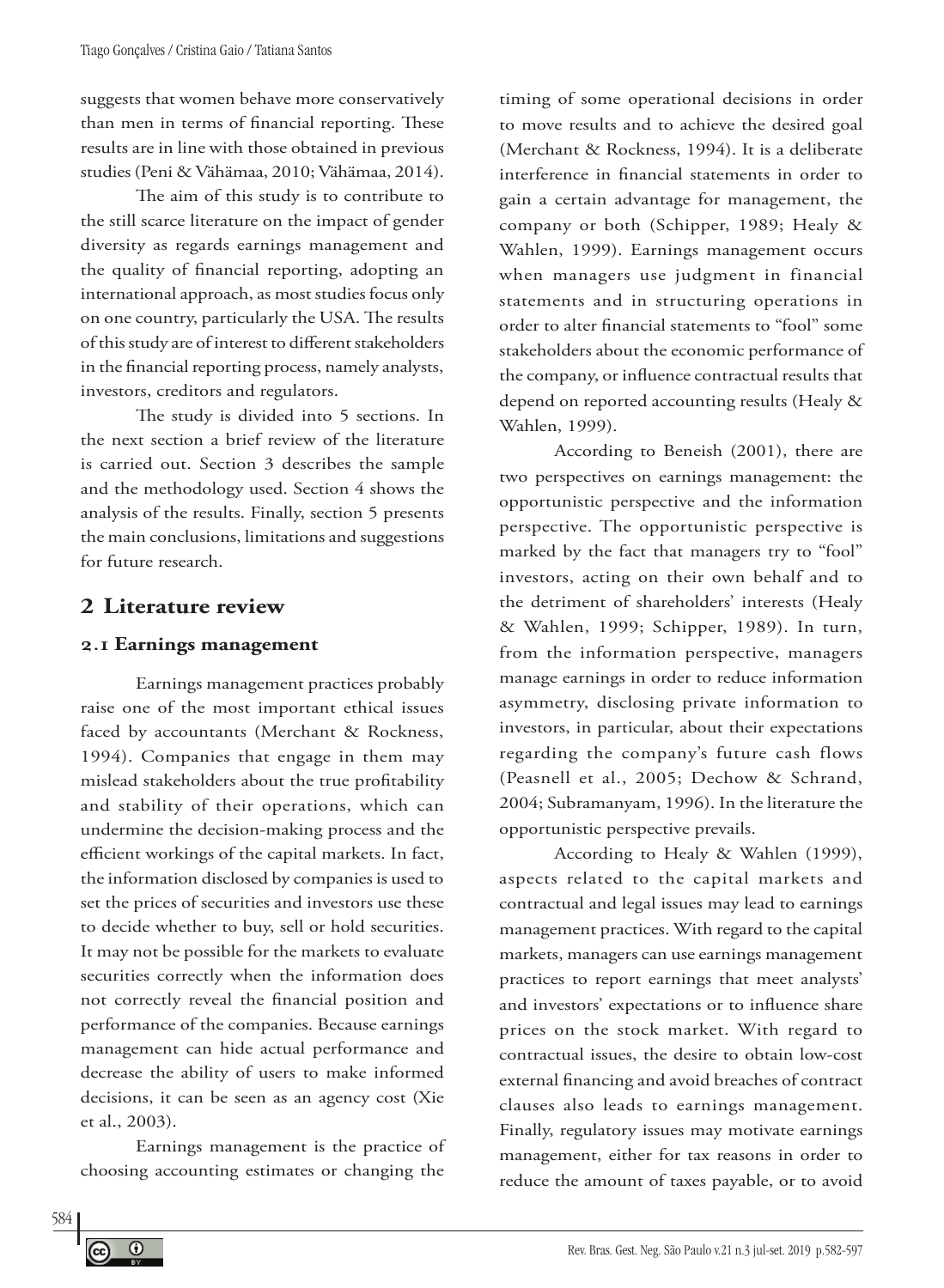suggests that women behave more conservatively than men in terms of financial reporting. These results are in line with those obtained in previous studies (Peni & Vähämaa, 2010; Vähämaa, 2014).

The aim of this study is to contribute to the still scarce literature on the impact of gender diversity as regards earnings management and the quality of financial reporting, adopting an international approach, as most studies focus only on one country, particularly the USA. The results of this study are of interest to different stakeholders in the financial reporting process, namely analysts, investors, creditors and regulators.

The study is divided into 5 sections. In the next section a brief review of the literature is carried out. Section 3 describes the sample and the methodology used. Section 4 shows the analysis of the results. Finally, section 5 presents the main conclusions, limitations and suggestions for future research.

## 2 Literature review

### 2.1 Earnings management

Earnings management practices probably raise one of the most important ethical issues faced by accountants (Merchant & Rockness, 1994). Companies that engage in them may mislead stakeholders about the true profitability and stability of their operations, which can undermine the decision-making process and the efficient workings of the capital markets. In fact, the information disclosed by companies is used to set the prices of securities and investors use these to decide whether to buy, sell or hold securities. It may not be possible for the markets to evaluate securities correctly when the information does not correctly reveal the financial position and performance of the companies. Because earnings management can hide actual performance and decrease the ability of users to make informed decisions, it can be seen as an agency cost (Xie et al., 2003).

Earnings management is the practice of choosing accounting estimates or changing the timing of some operational decisions in order to move results and to achieve the desired goal (Merchant & Rockness, 1994). It is a deliberate interference in financial statements in order to gain a certain advantage for management, the company or both (Schipper, 1989; Healy & Wahlen, 1999). Earnings management occurs when managers use judgment in financial statements and in structuring operations in order to alter financial statements to "fool" some stakeholders about the economic performance of the company, or influence contractual results that depend on reported accounting results (Healy & Wahlen, 1999).

According to Beneish (2001), there are two perspectives on earnings management: the opportunistic perspective and the information perspective. The opportunistic perspective is marked by the fact that managers try to "fool" investors, acting on their own behalf and to the detriment of shareholders' interests (Healy & Wahlen, 1999; Schipper, 1989). In turn, from the information perspective, managers manage earnings in order to reduce information asymmetry, disclosing private information to investors, in particular, about their expectations regarding the company's future cash flows (Peasnell et al., 2005; Dechow & Schrand, 2004; Subramanyam, 1996). In the literature the opportunistic perspective prevails.

According to Healy & Wahlen (1999), aspects related to the capital markets and contractual and legal issues may lead to earnings management practices. With regard to the capital markets, managers can use earnings management practices to report earnings that meet analysts' and investors' expectations or to influence share prices on the stock market. With regard to contractual issues, the desire to obtain low-cost external financing and avoid breaches of contract clauses also leads to earnings management. Finally, regulatory issues may motivate earnings management, either for tax reasons in order to reduce the amount of taxes payable, or to avoid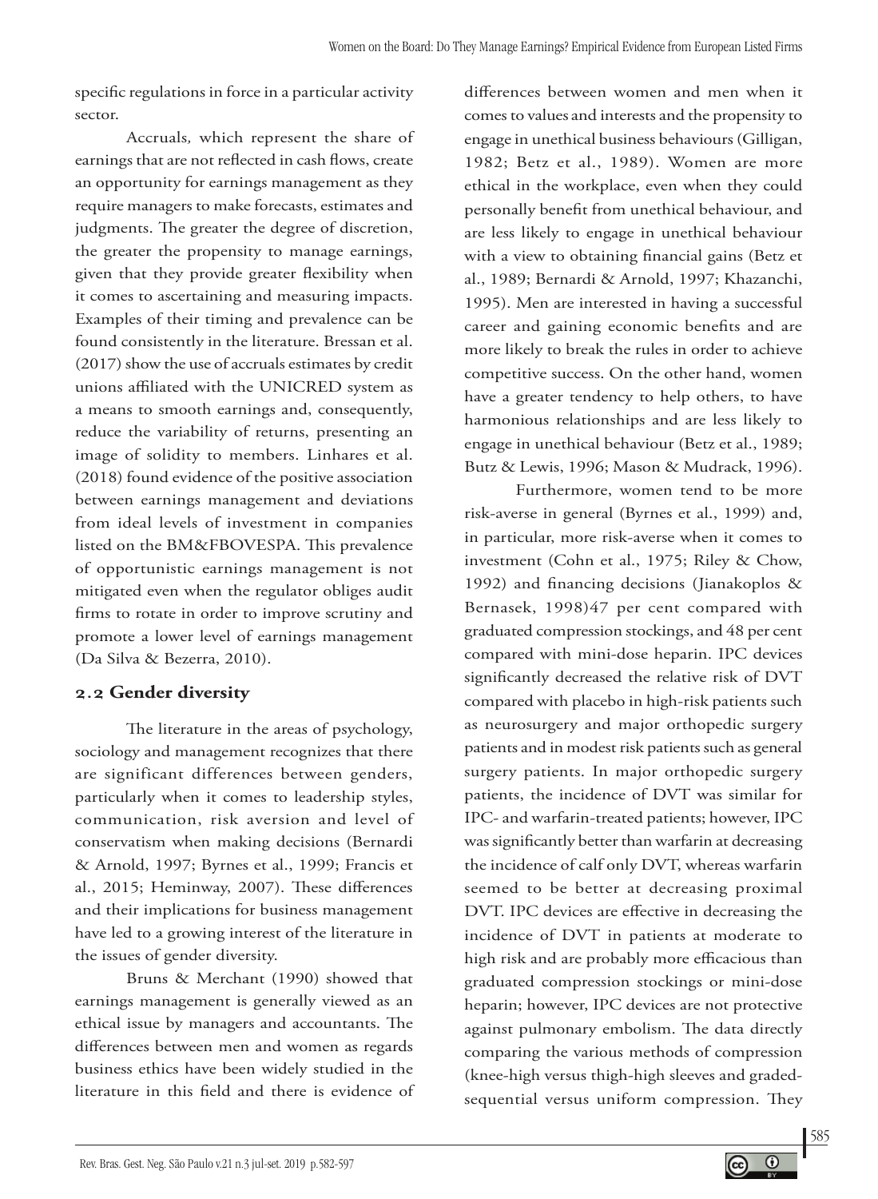specific regulations in force in a particular activity sector.

Accruals, which represent the share of earnings that are not reflected in cash flows, create an opportunity for earnings management as they require managers to make forecasts, estimates and judgments. The greater the degree of discretion, the greater the propensity to manage earnings, given that they provide greater flexibility when it comes to ascertaining and measuring impacts. Examples of their timing and prevalence can be found consistently in the literature. Bressan et al. (2017) show the use of accruals estimates by credit unions affiliated with the UNICRED system as a means to smooth earnings and, consequently, reduce the variability of returns, presenting an image of solidity to members. Linhares et al. (2018) found evidence of the positive association between earnings management and deviations from ideal levels of investment in companies listed on the BM&FBOVESPA. This prevalence of opportunistic earnings management is not mitigated even when the regulator obliges audit firms to rotate in order to improve scrutiny and promote a lower level of earnings management (Da Silva & Bezerra, 2010).

## 2.2 Gender diversity

The literature in the areas of psychology, sociology and management recognizes that there are significant differences between genders, particularly when it comes to leadership styles, communication, risk aversion and level of conservatism when making decisions (Bernardi & Arnold, 1997; Byrnes et al., 1999; Francis et al., 2015; Heminway, 2007). These differences and their implications for business management have led to a growing interest of the literature in the issues of gender diversity.

Bruns & Merchant (1990) showed that earnings management is generally viewed as an ethical issue by managers and accountants. The differences between men and women as regards business ethics have been widely studied in the literature in this field and there is evidence of differences between women and men when it comes to values and interests and the propensity to engage in unethical business behaviours (Gilligan, 1982; Betz et al., 1989). Women are more ethical in the workplace, even when they could personally benefit from unethical behaviour, and are less likely to engage in unethical behaviour with a view to obtaining financial gains (Betz et al., 1989; Bernardi & Arnold, 1997; Khazanchi, 1995). Men are interested in having a successful career and gaining economic benefits and are more likely to break the rules in order to achieve competitive success. On the other hand, women have a greater tendency to help others, to have harmonious relationships and are less likely to engage in unethical behaviour (Betz et al., 1989; Butz & Lewis, 1996; Mason & Mudrack, 1996).

Furthermore, women tend to be more risk-averse in general (Byrnes et al., 1999) and, in particular, more risk-averse when it comes to investment (Cohn et al., 1975; Riley & Chow, 1992) and financing decisions (Jianakoplos & Bernasek, 1998)47 per cent compared with graduated compression stockings, and 48 per cent compared with mini-dose heparin. IPC devices significantly decreased the relative risk of DVT compared with placebo in high-risk patients such as neurosurgery and major orthopedic surgery patients and in modest risk patients such as general surgery patients. In major orthopedic surgery patients, the incidence of DVT was similar for IPC- and warfarin-treated patients; however, IPC was significantly better than warfarin at decreasing the incidence of calf only DVT, whereas warfarin seemed to be better at decreasing proximal DVT. IPC devices are effective in decreasing the incidence of DVT in patients at moderate to high risk and are probably more efficacious than graduated compression stockings or mini-dose heparin; however, IPC devices are not protective against pulmonary embolism. The data directly comparing the various methods of compression (knee-high versus thigh-high sleeves and graded-sequential versus uniform compression. They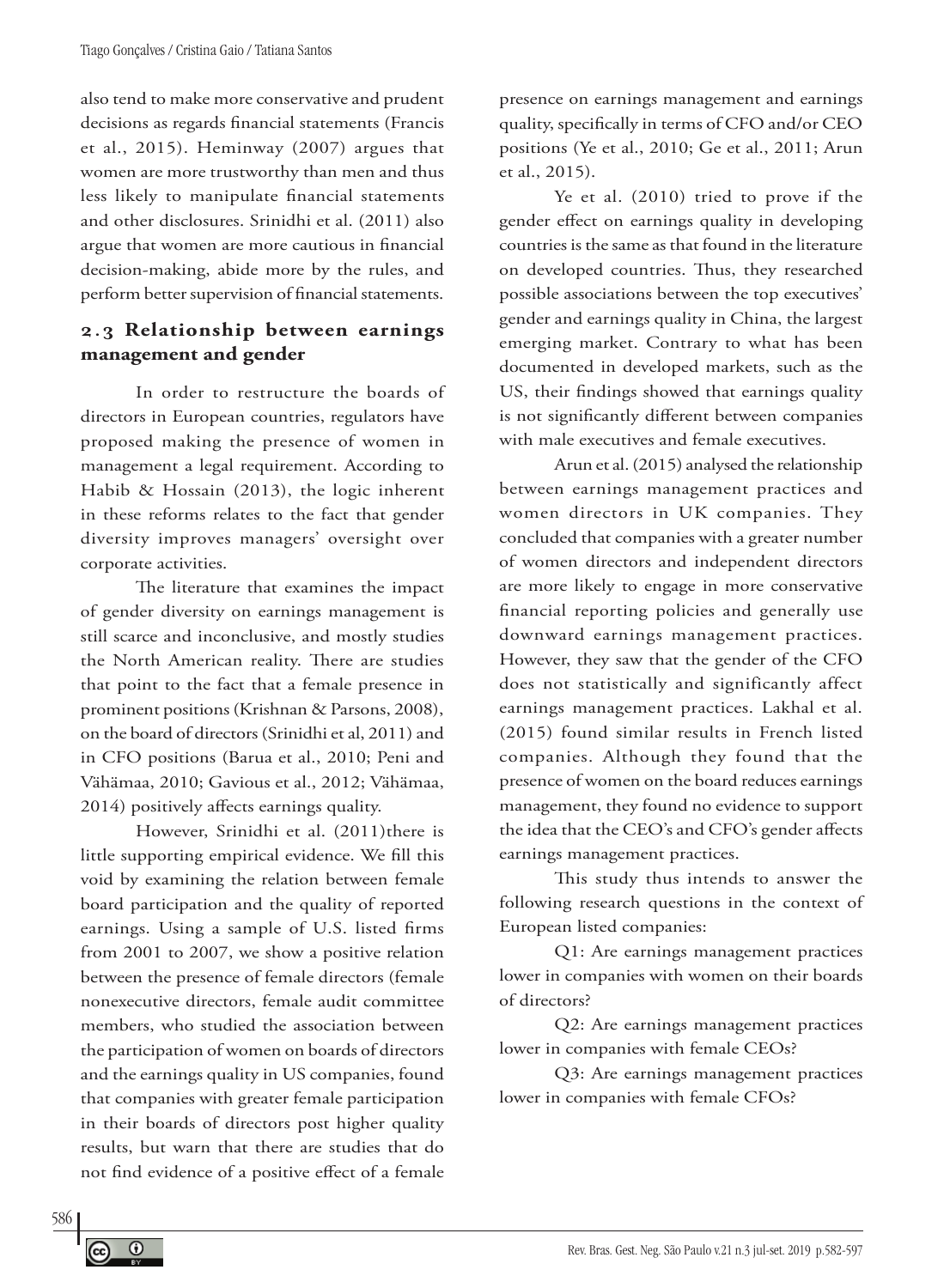also tend to make more conservative and prudent decisions as regards financial statements (Francis et al., 2015). Heminway (2007) argues that women are more trustworthy than men and thus less likely to manipulate financial statements and other disclosures. Srinidhi et al. (2011) also argue that women are more cautious in financial decision-making, abide more by the rules, and perform better supervision of financial statements.

### 2.3 Relationship between earnings management and gender

In order to restructure the boards of directors in European countries, regulators have proposed making the presence of women in management a legal requirement. According to Habib & Hossain (2013), the logic inherent in these reforms relates to the fact that gender diversity improves managers' oversight over corporate activities.

The literature that examines the impact of gender diversity on earnings management is still scarce and inconclusive, and mostly studies the North American reality. There are studies that point to the fact that a female presence in prominent positions (Krishnan & Parsons, 2008), on the board of directors (Srinidhi et al, 2011) and in CFO positions (Barua et al., 2010; Peni and Vähämaa, 2010; Gavious et al., 2012; Vähämaa, 2014) positively affects earnings quality.

However, Srinidhi et al. (2011)there is little supporting empirical evidence. We fill this void by examining the relation between female board participation and the quality of reported earnings. Using a sample of U.S. listed firms from 2001 to 2007, we show a positive relation between the presence of female directors (female nonexecutive directors, female audit committee members, who studied the association between the participation of women on boards of directors and the earnings quality in US companies, found that companies with greater female participation in their boards of directors post higher quality results, but warn that there are studies that do not find evidence of a positive effect of a female presence on earnings management and earnings quality, specifically in terms of CFO and/or CEO positions (Ye et al., 2010; Ge et al., 2011; Arun et al., 2015).

Ye et al. (2010) tried to prove if the gender effect on earnings quality in developing countries is the same as that found in the literature on developed countries. Thus, they researched possible associations between the top executives' gender and earnings quality in China, the largest emerging market. Contrary to what has been documented in developed markets, such as the US, their findings showed that earnings quality is not significantly different between companies with male executives and female executives.

Arun et al. (2015) analysed the relationship between earnings management practices and women directors in UK companies. They concluded that companies with a greater number of women directors and independent directors are more likely to engage in more conservative financial reporting policies and generally use downward earnings management practices. However, they saw that the gender of the CFO does not statistically and significantly affect earnings management practices. Lakhal et al. (2015) found similar results in French listed companies. Although they found that the presence of women on the board reduces earnings management, they found no evidence to support the idea that the CEO's and CFO's gender affects earnings management practices.

This study thus intends to answer the following research questions in the context of European listed companies:

Q1: Are earnings management practices lower in companies with women on their boards of directors?

Q2: Are earnings management practices lower in companies with female CEOs?

Q3: Are earnings management practices lower in companies with female CFOs?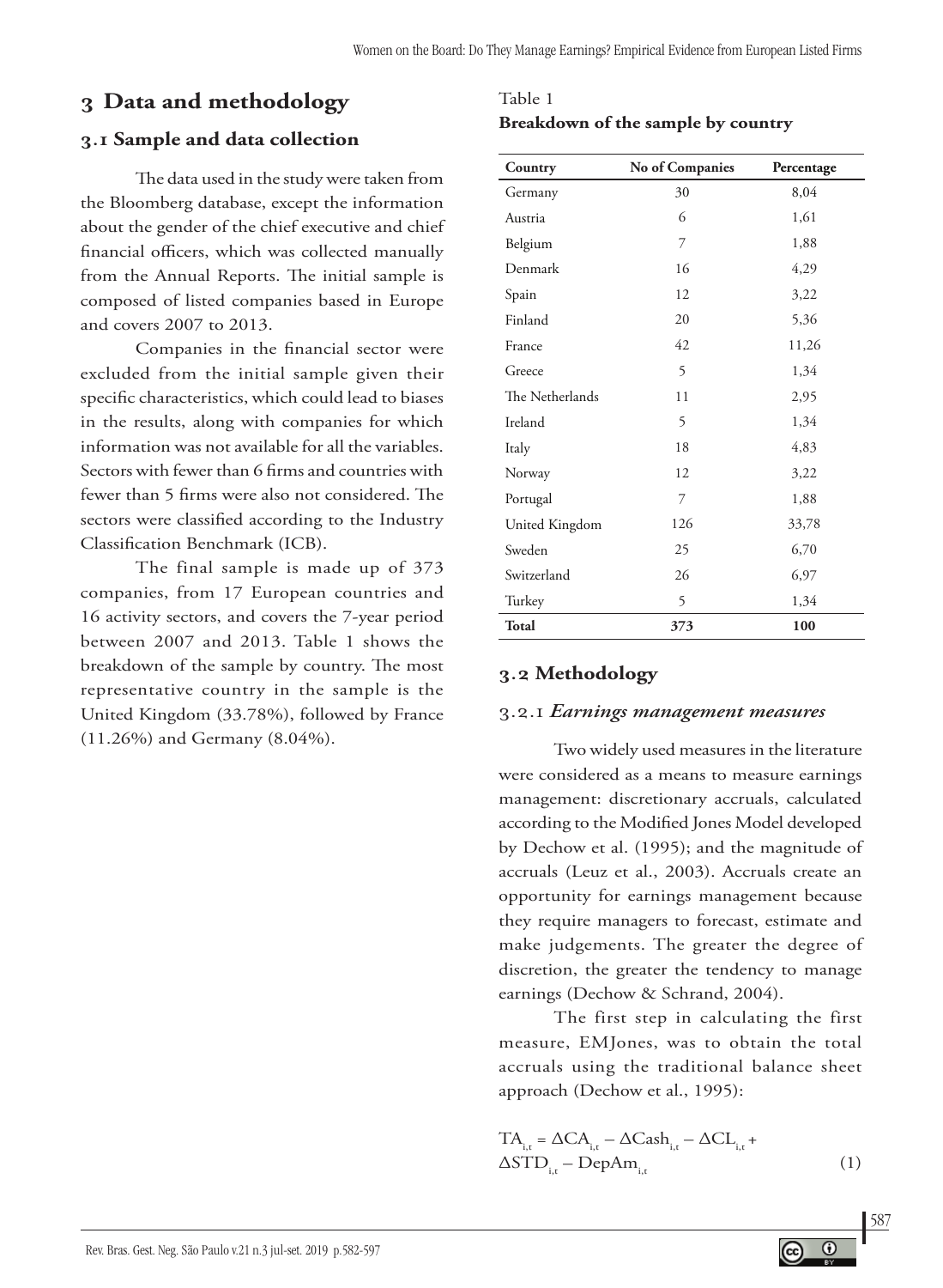## 3 Data and methodology

### 3.1 Sample and data collection

The data used in the study were taken from the Bloomberg database, except the information about the gender of the chief executive and chief financial officers, which was collected manually from the Annual Reports. The initial sample is composed of listed companies based in Europe and covers 2007 to 2013.

Companies in the financial sector were excluded from the initial sample given their specific characteristics, which could lead to biases in the results, along with companies for which information was not available for all the variables. Sectors with fewer than 6 firms and countries with fewer than 5 firms were also not considered. The sectors were classified according to the Industry Classification Benchmark (ICB).

The final sample is made up of 373 companies, from 17 European countries and 16 activity sectors, and covers the 7-year period between 2007 and 2013. Table 1 shows the breakdown of the sample by country. The most representative country in the sample is the United Kingdom (33.78%), followed by France (11.26%) and Germany (8.04%).

Table 1
**Breakdown of the sample by country**

| Country | No of Companies | Percentage |
|---|---|---|
| Germany | 30 | 8,04 |
| Austria | 6 | 1,61 |
| Belgium | 7 | 1,88 |
| Denmark | 16 | 4,29 |
| Spain | 12 | 3,22 |
| Finland | 20 | 5,36 |
| France | 42 | 11,26 |
| Greece | 5 | 1,34 |
| The Netherlands | 11 | 2,95 |
| Ireland | 5 | 1,34 |
| Italy | 18 | 4,83 |
| Norway | 12 | 3,22 |
| Portugal | 7 | 1,88 |
| United Kingdom | 126 | 33,78 |
| Sweden | 25 | 6,70 |
| Switzerland | 26 | 6,97 |
| Turkey | 5 | 1,34 |
| **Total** | **373** | **100** |

### 3.2 Methodology

#### 3.2.1 *Earnings management measures*

Two widely used measures in the literature were considered as a means to measure earnings management: discretionary accruals, calculated according to the Modified Jones Model developed by Dechow et al. (1995); and the magnitude of accruals (Leuz et al., 2003). Accruals create an opportunity for earnings management because they require managers to forecast, estimate and make judgements. The greater the degree of discretion, the greater the tendency to manage earnings (Dechow & Schrand, 2004).

The first step in calculating the first measure, EMJones, was to obtain the total accruals using the traditional balance sheet approach (Dechow et al., 1995):

$$TA_{i,t} = \Delta CA_{i,t} - \Delta Cash_{i,t} - \Delta CL_{i,t} + \Delta STD_{i,t} - DepAm_{i,t} \quad (1)$$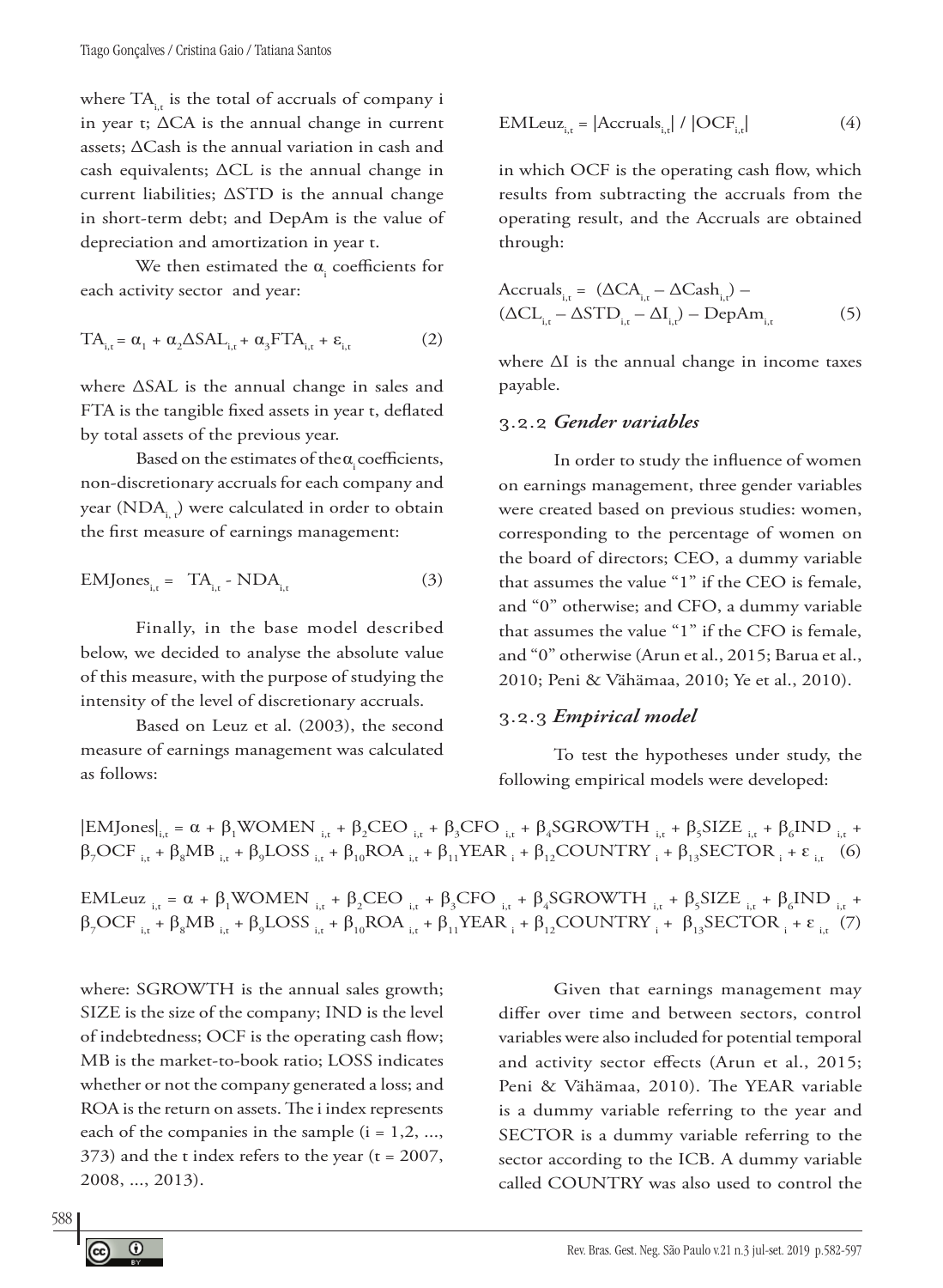where $TA_{i,t}$ is the total of accruals of company i in year t; $\Delta CA$ is the annual change in current assets; $\Delta Cash$ is the annual variation in cash and cash equivalents; $\Delta CL$ is the annual change in current liabilities; $\Delta STD$ is the annual change in short-term debt; and DepAm is the value of depreciation and amortization in year t.

We then estimated the $\alpha_i$ coefficients for each activity sector and year:

$$TA_{i,t} = \alpha_1 + \alpha_2 \Delta SAL_{i,t} + \alpha_3 FTA_{i,t} + \varepsilon_{i,t} \quad (2)$$

where $\Delta SAL$ is the annual change in sales and FTA is the tangible fixed assets in year t, deflated by total assets of the previous year.

Based on the estimates of the $\alpha_i$ coefficients, non-discretionary accruals for each company and year ($NDA_{i,t}$) were calculated in order to obtain the first measure of earnings management:

$$EMJones_{i,t} = TA_{i,t} - NDA_{i,t} \quad (3)$$

Finally, in the base model described below, we decided to analyse the absolute value of this measure, with the purpose of studying the intensity of the level of discretionary accruals.

Based on Leuz et al. (2003), the second measure of earnings management was calculated as follows:

$$EMLeuz_{i,t} = |Accruals_{i,t}| / |OCF_{i,t}| \quad (4)$$

in which OCF is the operating cash flow, which results from subtracting the accruals from the operating result, and the Accruals are obtained through:

$$Accruals_{i,t} = (\Delta CA_{i,t} - \Delta Cash_{i,t}) - (\Delta CL_{i,t} - \Delta STD_{i,t} - \Delta I_{i,t}) - DepAm_{i,t} \quad (5)$$

where $\Delta I$ is the annual change in income taxes payable.

### 3.2.2 *Gender variables*

In order to study the influence of women on earnings management, three gender variables were created based on previous studies: women, corresponding to the percentage of women on the board of directors; CEO, a dummy variable that assumes the value "1" if the CEO is female, and "0" otherwise; and CFO, a dummy variable that assumes the value "1" if the CFO is female, and "0" otherwise (Arun et al., 2015; Barua et al., 2010; Peni & Vähämaa, 2010; Ye et al., 2010).

### 3.2.3 *Empirical model*

To test the hypotheses under study, the following empirical models were developed:

$$|EMJones|_{i,t} = \alpha + \beta_1 WOMEN_{i,t} + \beta_2 CEO_{i,t} + \beta_3 CFO_{i,t} + \beta_4 SGROWTH_{i,t} + \beta_5 SIZE_{i,t} + \beta_6 IND_{i,t} + \beta_7 OCF_{i,t} + \beta_8 MB_{i,t} + \beta_9 LOSS_{i,t} + \beta_{10} ROA_{i,t} + \beta_{11} YEAR_i + \beta_{12} COUNTRY_i + \beta_{13} SECTOR_i + \varepsilon_{i,t} \quad (6)$$

$$EMLeuz_{i,t} = \alpha + \beta_1 WOMEN_{i,t} + \beta_2 CEO_{i,t} + \beta_3 CFO_{i,t} + \beta_4 SGROWTH_{i,t} + \beta_5 SIZE_{i,t} + \beta_6 IND_{i,t} + \beta_7 OCF_{i,t} + \beta_8 MB_{i,t} + \beta_9 LOSS_{i,t} + \beta_{10} ROA_{i,t} + \beta_{11} YEAR_i + \beta_{12} COUNTRY_i + \beta_{13} SECTOR_i + \varepsilon_{i,t} \quad (7)$$

where: SGROWTH is the annual sales growth; SIZE is the size of the company; IND is the level of indebtedness; OCF is the operating cash flow; MB is the market-to-book ratio; LOSS indicates whether or not the company generated a loss; and ROA is the return on assets. The i index represents each of the companies in the sample (i = 1,2, ..., 373) and the t index refers to the year (t = 2007, 2008, ..., 2013).

Given that earnings management may differ over time and between sectors, control variables were also included for potential temporal and activity sector effects (Arun et al., 2015; Peni & Vähämaa, 2010). The YEAR variable is a dummy variable referring to the year and SECTOR is a dummy variable referring to the sector according to the ICB. A dummy variable called COUNTRY was also used to control the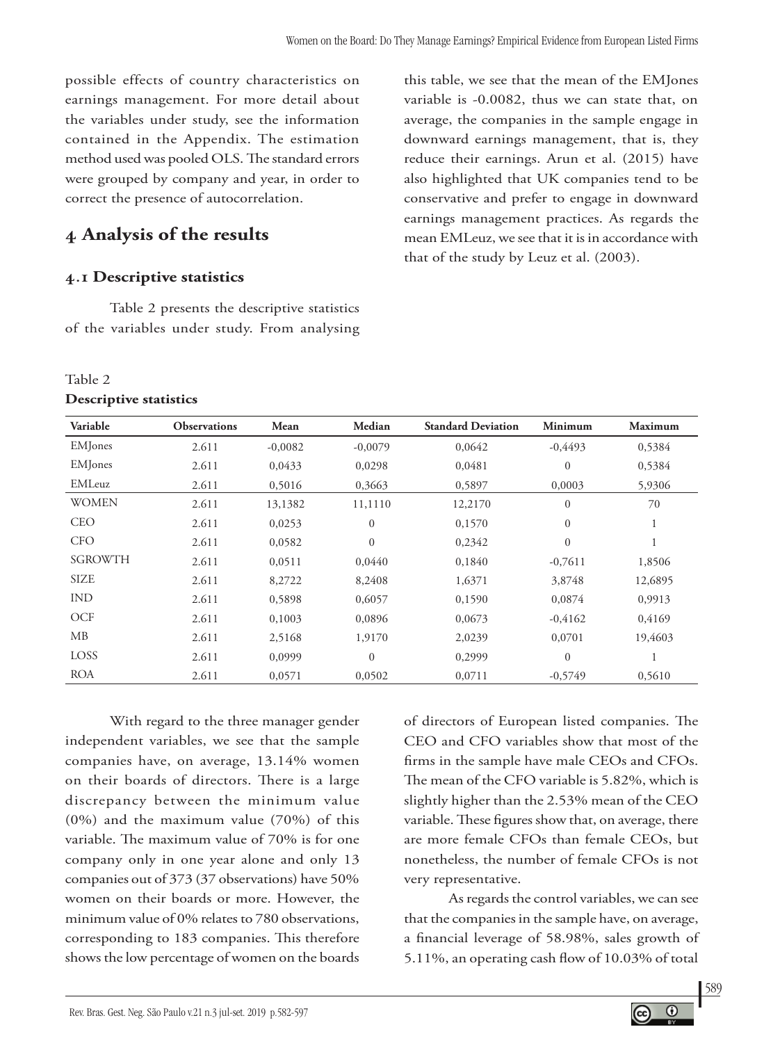possible effects of country characteristics on earnings management. For more detail about the variables under study, see the information contained in the Appendix. The estimation method used was pooled OLS. The standard errors were grouped by company and year, in order to correct the presence of autocorrelation.

## 4 Analysis of the results

### 4.1 Descriptive statistics

Table 2 presents the descriptive statistics of the variables under study. From analysing this table, we see that the mean of the EMJones variable is -0.0082, thus we can state that, on average, the companies in the sample engage in downward earnings management, that is, they reduce their earnings. Arun et al. (2015) have also highlighted that UK companies tend to be conservative and prefer to engage in downward earnings management practices. As regards the mean EMLeuz, we see that it is in accordance with that of the study by Leuz et al. (2003).

Table 2
**Descriptive statistics**

| Variable | Observations | Mean | Median | Standard Deviation | Minimum | Maximum |
|---|---|---|---|---|---|---|
| EMJones | 2.611 | -0,0082 | -0,0079 | 0,0642 | -0,4493 | 0,5384 |
| EMJones | 2.611 | 0,0433 | 0,0298 | 0,0481 | 0 | 0,5384 |
| EMLeuz | 2.611 | 0,5016 | 0,3663 | 0,5897 | 0,0003 | 5,9306 |
| WOMEN | 2.611 | 13,1382 | 11,1110 | 12,2170 | 0 | 70 |
| CEO | 2.611 | 0,0253 | 0 | 0,1570 | 0 | 1 |
| CFO | 2.611 | 0,0582 | 0 | 0,2342 | 0 | 1 |
| SGROWTH | 2.611 | 0,0511 | 0,0440 | 0,1840 | -0,7611 | 1,8506 |
| SIZE | 2.611 | 8,2722 | 8,2408 | 1,6371 | 3,8748 | 12,6895 |
| IND | 2.611 | 0,5898 | 0,6057 | 0,1590 | 0,0874 | 0,9913 |
| OCF | 2.611 | 0,1003 | 0,0896 | 0,0673 | -0,4162 | 0,4169 |
| MB | 2.611 | 2,5168 | 1,9170 | 2,0239 | 0,0701 | 19,4603 |
| LOSS | 2.611 | 0,0999 | 0 | 0,2999 | 0 | 1 |
| ROA | 2.611 | 0,0571 | 0,0502 | 0,0711 | -0,5749 | 0,5610 |

With regard to the three manager gender independent variables, we see that the sample companies have, on average, 13.14% women on their boards of directors. There is a large discrepancy between the minimum value (0%) and the maximum value (70%) of this variable. The maximum value of 70% is for one company only in one year alone and only 13 companies out of 373 (37 observations) have 50% women on their boards or more. However, the minimum value of 0% relates to 780 observations, corresponding to 183 companies. This therefore shows the low percentage of women on the boards of directors of European listed companies. The CEO and CFO variables show that most of the firms in the sample have male CEOs and CFOs. The mean of the CFO variable is 5.82%, which is slightly higher than the 2.53% mean of the CEO variable. These figures show that, on average, there are more female CFOs than female CEOs, but nonetheless, the number of female CFOs is not very representative.

As regards the control variables, we can see that the companies in the sample have, on average, a financial leverage of 58.98%, sales growth of 5.11%, an operating cash flow of 10.03% of total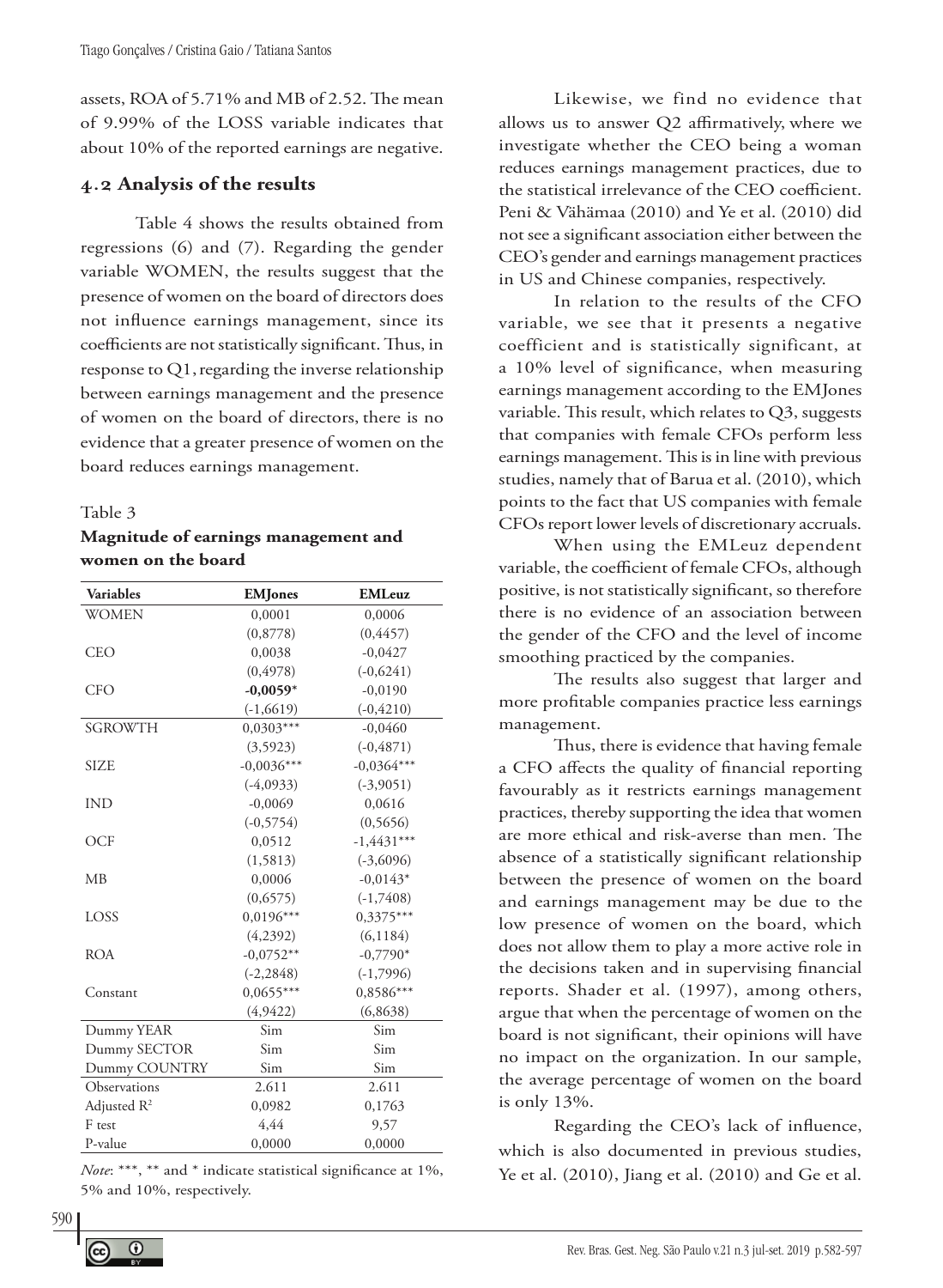assets, ROA of 5.71% and MB of 2.52. The mean of 9.99% of the LOSS variable indicates that about 10% of the reported earnings are negative.

## 4.2 Analysis of the results

Table 4 shows the results obtained from regressions (6) and (7). Regarding the gender variable WOMEN, the results suggest that the presence of women on the board of directors does not influence earnings management, since its coefficients are not statistically significant. Thus, in response to Q1, regarding the inverse relationship between earnings management and the presence of women on the board of directors, there is no evidence that a greater presence of women on the board reduces earnings management.

Table 3

**Magnitude of earnings management and women on the board**

| Variables | EMJones | EMLeuz |
|---|---|---|
| WOMEN | 0,0001 | 0,0006 |
| | (0,8778) | (0,4457) |
| CEO | 0,0038 | -0,0427 |
| | (0,4978) | (-0,6241) |
| CFO | **-0,0059*** | -0,0190 |
| | (-1,6619) | (-0,4210) |
| SGROWTH | 0,0303*** | -0,0460 |
| | (3,5923) | (-0,4871) |
| SIZE | -0,0036*** | -0,0364*** |
| | (-4,0933) | (-3,9051) |
| IND | -0,0069 | 0,0616 |
| | (-0,5754) | (0,5656) |
| OCF | 0,0512 | -1,4431*** |
| | (1,5813) | (-3,6096) |
| MB | 0,0006 | -0,0143* |
| | (0,6575) | (-1,7408) |
| LOSS | 0,0196*** | 0,3375*** |
| | (4,2392) | (6,1184) |
| ROA | -0,0752** | -0,7790* |
| | (-2,2848) | (-1,7996) |
| Constant | 0,0655*** | 0,8586*** |
| | (4,9422) | (6,8638) |
| Dummy YEAR | Sim | Sim |
| Dummy SECTOR | Sim | Sim |
| Dummy COUNTRY | Sim | Sim |
| Observations | 2.611 | 2.611 |
| Adjusted $R^2$ | 0,0982 | 0,1763 |
| F test | 4,44 | 9,57 |
| P-value | 0,0000 | 0,0000 |

*Note*: ***, ** and * indicate statistical significance at 1%, 5% and 10%, respectively.

Likewise, we find no evidence that allows us to answer Q2 affirmatively, where we investigate whether the CEO being a woman reduces earnings management practices, due to the statistical irrelevance of the CEO coefficient. Peni & Vähämaa (2010) and Ye et al. (2010) did not see a significant association either between the CEO's gender and earnings management practices in US and Chinese companies, respectively.

In relation to the results of the CFO variable, we see that it presents a negative coefficient and is statistically significant, at a 10% level of significance, when measuring earnings management according to the EMJones variable. This result, which relates to Q3, suggests that companies with female CFOs perform less earnings management. This is in line with previous studies, namely that of Barua et al. (2010), which points to the fact that US companies with female CFOs report lower levels of discretionary accruals.

When using the EMLeuz dependent variable, the coefficient of female CFOs, although positive, is not statistically significant, so therefore there is no evidence of an association between the gender of the CFO and the level of income smoothing practiced by the companies.

The results also suggest that larger and more profitable companies practice less earnings management.

Thus, there is evidence that having female a CFO affects the quality of financial reporting favourably as it restricts earnings management practices, thereby supporting the idea that women are more ethical and risk-averse than men. The absence of a statistically significant relationship between the presence of women on the board and earnings management may be due to the low presence of women on the board, which does not allow them to play a more active role in the decisions taken and in supervising financial reports. Shader et al. (1997), among others, argue that when the percentage of women on the board is not significant, their opinions will have no impact on the organization. In our sample, the average percentage of women on the board is only 13%.

Regarding the CEO's lack of influence, which is also documented in previous studies, Ye et al. (2010), Jiang et al. (2010) and Ge et al.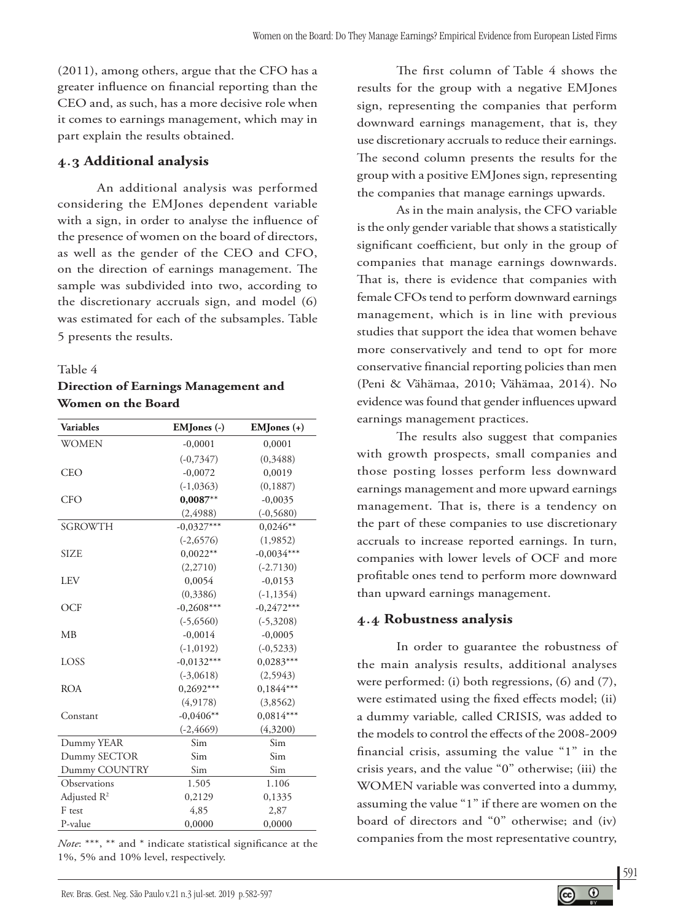(2011), among others, argue that the CFO has a greater influence on financial reporting than the CEO and, as such, has a more decisive role when it comes to earnings management, which may in part explain the results obtained.

## 4.3 Additional analysis

An additional analysis was performed considering the EMJones dependent variable with a sign, in order to analyse the influence of the presence of women on the board of directors, as well as the gender of the CEO and CFO, on the direction of earnings management. The sample was subdivided into two, according to the discretionary accruals sign, and model (6) was estimated for each of the subsamples. Table 5 presents the results.

Table 4
**Direction of Earnings Management and Women on the Board**

| Variables | EMJones (-) | EMJones (+) |
|---|---|---|
| WOMEN | -0,0001 | 0,0001 |
| | (-0,7347) | (0,3488) |
| CEO | -0,0072 | 0,0019 |
| | (-1,0363) | (0,1887) |
| CFO | **0,0087**** | -0,0035 |
| | (2,4988) | (-0,5680) |
| SGROWTH | -0,0327*** | 0,0246** |
| | (-2,6576) | (1,9852) |
| SIZE | 0,0022** | -0,0034*** |
| | (2,2710) | (-2.7130) |
| LEV | 0,0054 | -0,0153 |
| | (0,3386) | (-1,1354) |
| OCF | -0,2608*** | -0,2472*** |
| | (-5,6560) | (-5,3208) |
| MB | -0,0014 | -0,0005 |
| | (-1,0192) | (-0,5233) |
| LOSS | -0,0132*** | 0,0283*** |
| | (-3,0618) | (2,5943) |
| ROA | 0,2692*** | 0,1844*** |
| | (4,9178) | (3,8562) |
| Constant | -0,0406** | 0,0814*** |
| | (-2,4669) | (4,3200) |
| Dummy YEAR | Sim | Sim |
| Dummy SECTOR | Sim | Sim |
| Dummy COUNTRY | Sim | Sim |
| Observations | 1.505 | 1.106 |
| Adjusted $R^2$ | 0,2129 | 0,1335 |
| F test | 4,85 | 2,87 |
| P-value | 0,0000 | 0,0000 |

*Note*: ***, ** and * indicate statistical significance at the 1%, 5% and 10% level, respectively.

The first column of Table 4 shows the results for the group with a negative EMJones sign, representing the companies that perform downward earnings management, that is, they use discretionary accruals to reduce their earnings. The second column presents the results for the group with a positive EMJones sign, representing the companies that manage earnings upwards.

As in the main analysis, the CFO variable is the only gender variable that shows a statistically significant coefficient, but only in the group of companies that manage earnings downwards. That is, there is evidence that companies with female CFOs tend to perform downward earnings management, which is in line with previous studies that support the idea that women behave more conservatively and tend to opt for more conservative financial reporting policies than men (Peni & Vähämaa, 2010; Vähämaa, 2014). No evidence was found that gender influences upward earnings management practices.

The results also suggest that companies with growth prospects, small companies and those posting losses perform less downward earnings management and more upward earnings management. That is, there is a tendency on the part of these companies to use discretionary accruals to increase reported earnings. In turn, companies with lower levels of OCF and more profitable ones tend to perform more downward than upward earnings management.

## 4.4 Robustness analysis

In order to guarantee the robustness of the main analysis results, additional analyses were performed: (i) both regressions, (6) and (7), were estimated using the fixed effects model; (ii) a dummy variable, called CRISIS, was added to the models to control the effects of the 2008-2009 financial crisis, assuming the value "1" in the crisis years, and the value "0" otherwise; (iii) the WOMEN variable was converted into a dummy, assuming the value "1" if there are women on the board of directors and "0" otherwise; and (iv) companies from the most representative country,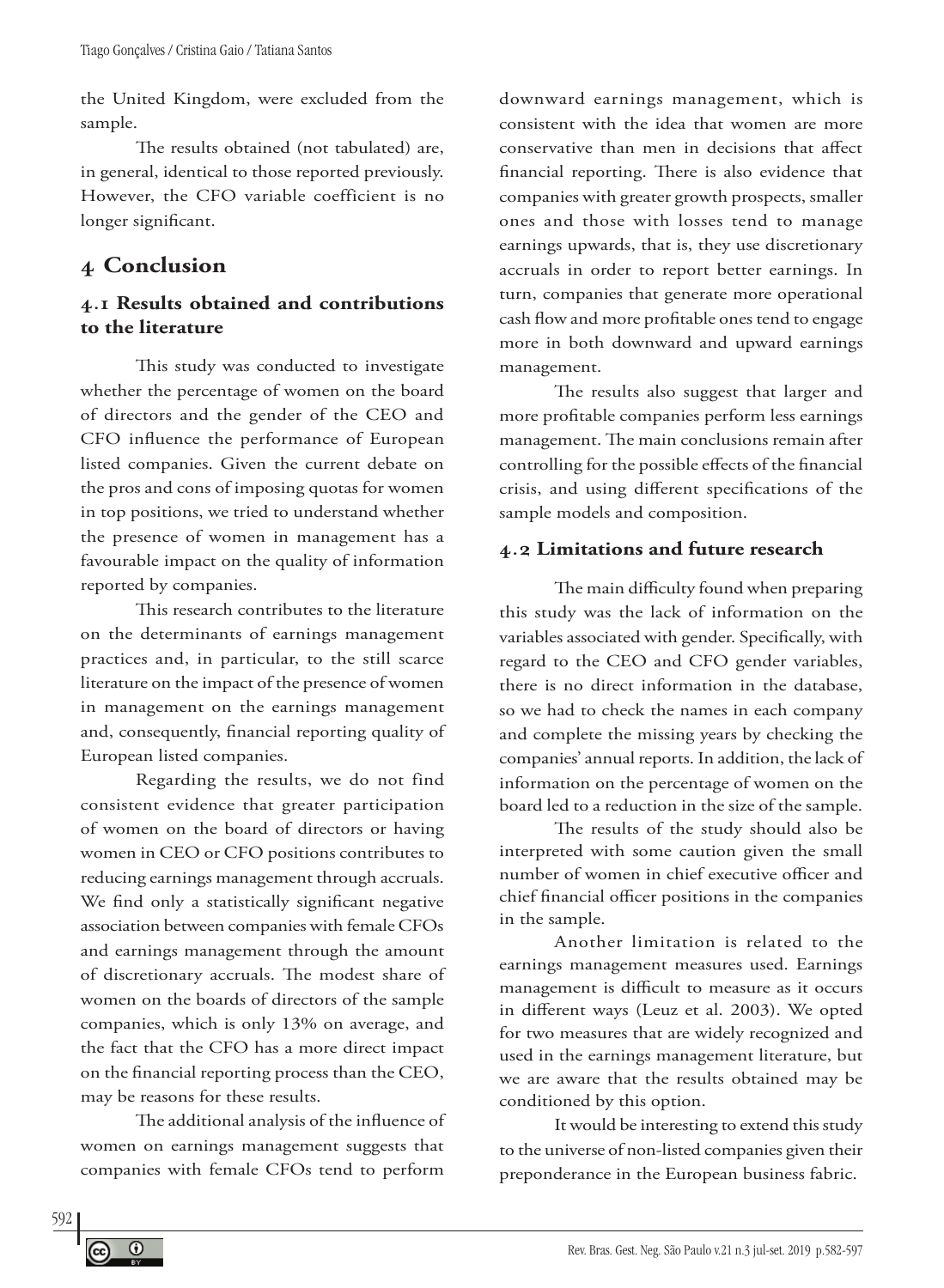the United Kingdom, were excluded from the sample.

The results obtained (not tabulated) are, in general, identical to those reported previously. However, the CFO variable coefficient is no longer significant.

# 4 Conclusion

## 4.1 Results obtained and contributions to the literature

This study was conducted to investigate whether the percentage of women on the board of directors and the gender of the CEO and CFO influence the performance of European listed companies. Given the current debate on the pros and cons of imposing quotas for women in top positions, we tried to understand whether the presence of women in management has a favourable impact on the quality of information reported by companies.

This research contributes to the literature on the determinants of earnings management practices and, in particular, to the still scarce literature on the impact of the presence of women in management on the earnings management and, consequently, financial reporting quality of European listed companies.

Regarding the results, we do not find consistent evidence that greater participation of women on the board of directors or having women in CEO or CFO positions contributes to reducing earnings management through accruals. We find only a statistically significant negative association between companies with female CFOs and earnings management through the amount of discretionary accruals. The modest share of women on the boards of directors of the sample companies, which is only 13% on average, and the fact that the CFO has a more direct impact on the financial reporting process than the CEO, may be reasons for these results.

The additional analysis of the influence of women on earnings management suggests that companies with female CFOs tend to perform downward earnings management, which is consistent with the idea that women are more conservative than men in decisions that affect financial reporting. There is also evidence that companies with greater growth prospects, smaller ones and those with losses tend to manage earnings upwards, that is, they use discretionary accruals in order to report better earnings. In turn, companies that generate more operational cash flow and more profitable ones tend to engage more in both downward and upward earnings management.

The results also suggest that larger and more profitable companies perform less earnings management. The main conclusions remain after controlling for the possible effects of the financial crisis, and using different specifications of the sample models and composition.

## 4.2 Limitations and future research

The main difficulty found when preparing this study was the lack of information on the variables associated with gender. Specifically, with regard to the CEO and CFO gender variables, there is no direct information in the database, so we had to check the names in each company and complete the missing years by checking the companies' annual reports. In addition, the lack of information on the percentage of women on the board led to a reduction in the size of the sample.

The results of the study should also be interpreted with some caution given the small number of women in chief executive officer and chief financial officer positions in the companies in the sample.

Another limitation is related to the earnings management measures used. Earnings management is difficult to measure as it occurs in different ways (Leuz et al. 2003). We opted for two measures that are widely recognized and used in the earnings management literature, but we are aware that the results obtained may be conditioned by this option.

It would be interesting to extend this study to the universe of non-listed companies given their preponderance in the European business fabric.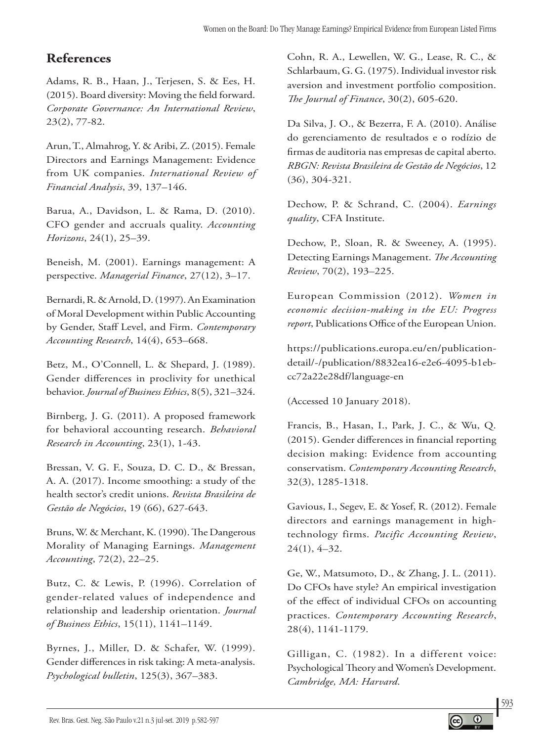## References

Adams, R. B., Haan, J., Terjesen, S. & Ees, H. (2015). Board diversity: Moving the field forward. *Corporate Governance: An International Review*, 23(2), 77-82.

Arun, T., Almahrog, Y. & Aribi, Z. (2015). Female Directors and Earnings Management: Evidence from UK companies. *International Review of Financial Analysis*, 39, 137–146.

Barua, A., Davidson, L. & Rama, D. (2010). CFO gender and accruals quality. *Accounting Horizons*, 24(1), 25–39.

Beneish, M. (2001). Earnings management: A perspective. *Managerial Finance*, 27(12), 3–17.

Bernardi, R. & Arnold, D. (1997). An Examination of Moral Development within Public Accounting by Gender, Staff Level, and Firm. *Contemporary Accounting Research*, 14(4), 653–668.

Betz, M., O'Connell, L. & Shepard, J. (1989). Gender differences in proclivity for unethical behavior. *Journal of Business Ethics*, 8(5), 321–324.

Birnberg, J. G. (2011). A proposed framework for behavioral accounting research. *Behavioral Research in Accounting*, 23(1), 1-43.

Bressan, V. G. F., Souza, D. C. D., & Bressan, A. A. (2017). Income smoothing: a study of the health sector's credit unions. *Revista Brasileira de Gestão de Negócios*, 19 (66), 627-643.

Bruns, W. & Merchant, K. (1990). The Dangerous Morality of Managing Earnings. *Management Accounting*, 72(2), 22–25.

Butz, C. & Lewis, P. (1996). Correlation of gender-related values of independence and relationship and leadership orientation. *Journal of Business Ethics*, 15(11), 1141–1149.

Byrnes, J., Miller, D. & Schafer, W. (1999). Gender differences in risk taking: A meta-analysis. *Psychological bulletin*, 125(3), 367–383.

Cohn, R. A., Lewellen, W. G., Lease, R. C., & Schlarbaum, G. G. (1975). Individual investor risk aversion and investment portfolio composition. *The Journal of Finance*, 30(2), 605-620.

Da Silva, J. O., & Bezerra, F. A. (2010). Análise do gerenciamento de resultados e o rodízio de firmas de auditoria nas empresas de capital aberto. *RBGN: Revista Brasileira de Gestão de Negócios*, 12 (36), 304-321.

Dechow, P. & Schrand, C. (2004). *Earnings quality*, CFA Institute.

Dechow, P., Sloan, R. & Sweeney, A. (1995). Detecting Earnings Management. *The Accounting Review*, 70(2), 193–225.

European Commission (2012). *Women in economic decision-making in the EU: Progress report*, Publications Office of the European Union.

https://publications.europa.eu/en/publication-detail/-/publication/8832ea16-e2e6-4095-b1eb-cc72a22e28df/language-en

(Accessed 10 January 2018).

Francis, B., Hasan, I., Park, J. C., & Wu, Q. (2015). Gender differences in financial reporting decision making: Evidence from accounting conservatism. *Contemporary Accounting Research*, 32(3), 1285-1318.

Gavious, I., Segev, E. & Yosef, R. (2012). Female directors and earnings management in high-technology firms. *Pacific Accounting Review*, 24(1), 4–32.

Ge, W., Matsumoto, D., & Zhang, J. L. (2011). Do CFOs have style? An empirical investigation of the effect of individual CFOs on accounting practices. *Contemporary Accounting Research*, 28(4), 1141-1179.

Gilligan, C. (1982). In a different voice: Psychological Theory and Women's Development. *Cambridge, MA: Harvard*.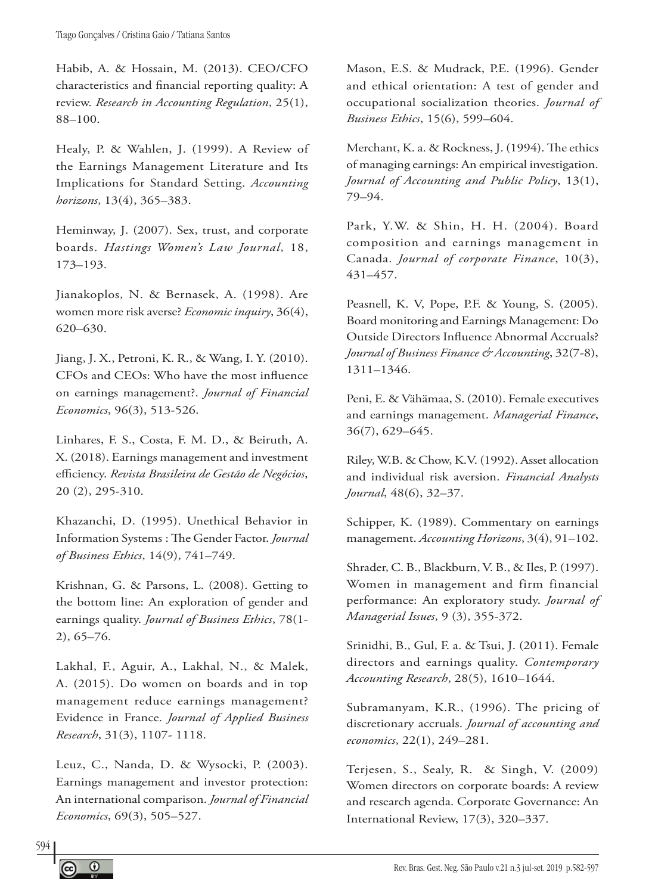Habib, A. & Hossain, M. (2013). CEO/CFO characteristics and financial reporting quality: A review. *Research in Accounting Regulation*, 25(1), 88–100.

Healy, P. & Wahlen, J. (1999). A Review of the Earnings Management Literature and Its Implications for Standard Setting. *Accounting horizons*, 13(4), 365–383.

Heminway, J. (2007). Sex, trust, and corporate boards. *Hastings Women's Law Journal*, 18, 173–193.

Jianakoplos, N. & Bernasek, A. (1998). Are women more risk averse? *Economic inquiry*, 36(4), 620–630.

Jiang, J. X., Petroni, K. R., & Wang, I. Y. (2010). CFOs and CEOs: Who have the most influence on earnings management?. *Journal of Financial Economics*, 96(3), 513-526.

Linhares, F. S., Costa, F. M. D., & Beiruth, A. X. (2018). Earnings management and investment efficiency. *Revista Brasileira de Gestão de Negócios*, 20 (2), 295-310.

Khazanchi, D. (1995). Unethical Behavior in Information Systems : The Gender Factor. *Journal of Business Ethics*, 14(9), 741–749.

Krishnan, G. & Parsons, L. (2008). Getting to the bottom line: An exploration of gender and earnings quality. *Journal of Business Ethics*, 78(1-2), 65–76.

Lakhal, F., Aguir, A., Lakhal, N., & Malek, A. (2015). Do women on boards and in top management reduce earnings management? Evidence in France. *Journal of Applied Business Research*, 31(3), 1107- 1118.

Leuz, C., Nanda, D. & Wysocki, P. (2003). Earnings management and investor protection: An international comparison. *Journal of Financial Economics*, 69(3), 505–527.

Mason, E.S. & Mudrack, P.E. (1996). Gender and ethical orientation: A test of gender and occupational socialization theories. *Journal of Business Ethics*, 15(6), 599–604.

Merchant, K. a. & Rockness, J. (1994). The ethics of managing earnings: An empirical investigation. *Journal of Accounting and Public Policy*, 13(1), 79–94.

Park, Y.W. & Shin, H. H. (2004). Board composition and earnings management in Canada. *Journal of corporate Finance*, 10(3), 431–457.

Peasnell, K. V, Pope, P.F. & Young, S. (2005). Board monitoring and Earnings Management: Do Outside Directors Influence Abnormal Accruals? *Journal of Business Finance & Accounting*, 32(7-8), 1311–1346.

Peni, E. & Vähämaa, S. (2010). Female executives and earnings management. *Managerial Finance*, 36(7), 629–645.

Riley, W.B. & Chow, K.V. (1992). Asset allocation and individual risk aversion. *Financial Analysts Journal*, 48(6), 32–37.

Schipper, K. (1989). Commentary on earnings management. *Accounting Horizons*, 3(4), 91–102.

Shrader, C. B., Blackburn, V. B., & Iles, P. (1997). Women in management and firm financial performance: An exploratory study. *Journal of Managerial Issues*, 9 (3), 355-372.

Srinidhi, B., Gul, F. a. & Tsui, J. (2011). Female directors and earnings quality. *Contemporary Accounting Research*, 28(5), 1610–1644.

Subramanyam, K.R., (1996). The pricing of discretionary accruals. *Journal of accounting and economics*, 22(1), 249–281.

Terjesen, S., Sealy, R. & Singh, V. (2009) Women directors on corporate boards: A review and research agenda. Corporate Governance: An International Review, 17(3), 320–337.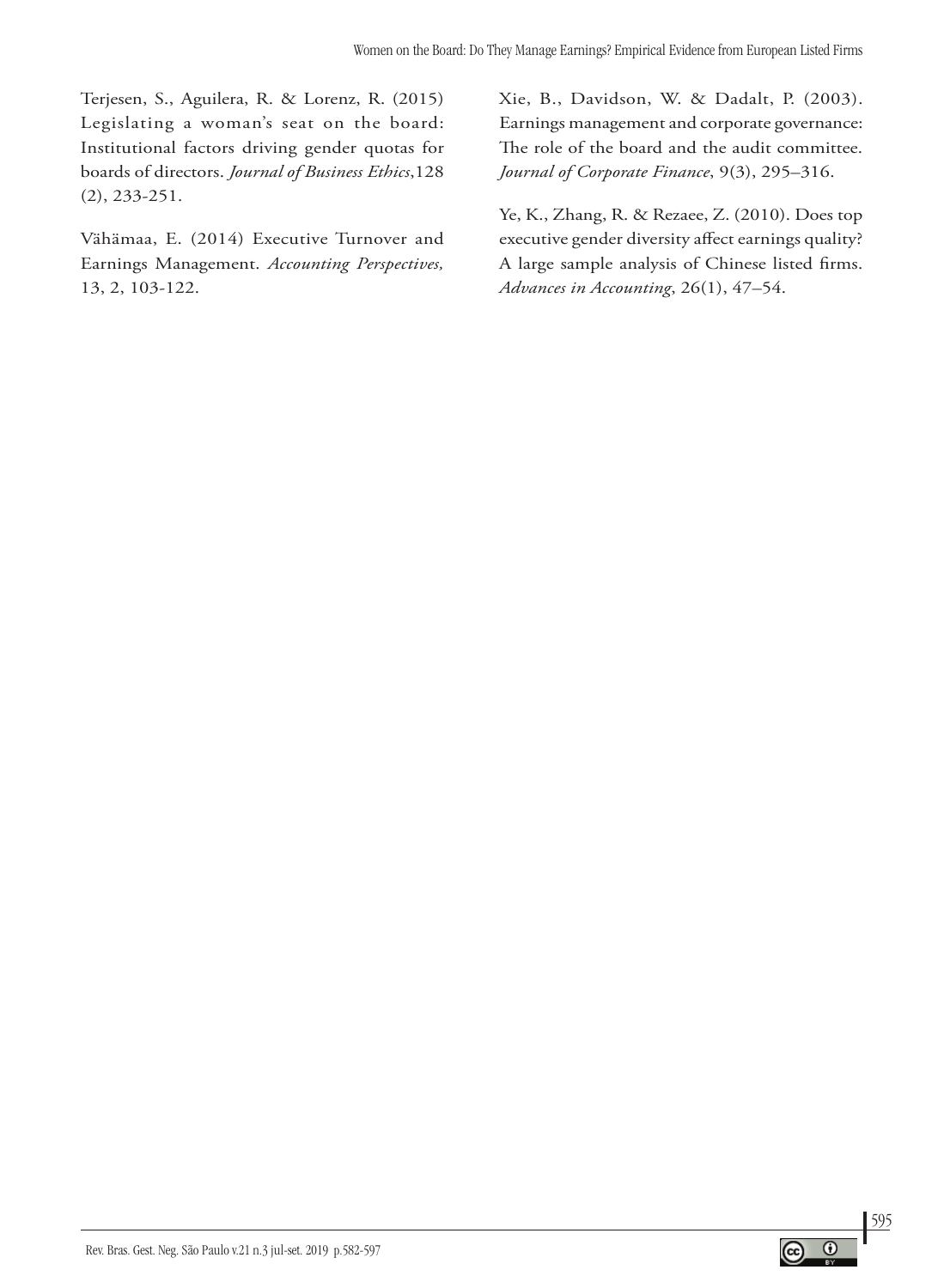Terjesen, S., Aguilera, R. & Lorenz, R. (2015) Legislating a woman's seat on the board: Institutional factors driving gender quotas for boards of directors. *Journal of Business Ethics*,128 (2), 233-251.

Vähämaa, E. (2014) Executive Turnover and Earnings Management. *Accounting Perspectives,* 13, 2, 103-122.

Xie, B., Davidson, W. & Dadalt, P. (2003). Earnings management and corporate governance: The role of the board and the audit committee. *Journal of Corporate Finance*, 9(3), 295–316.

Ye, K., Zhang, R. & Rezaee, Z. (2010). Does top executive gender diversity affect earnings quality? A large sample analysis of Chinese listed firms. *Advances in Accounting*, 26(1), 47–54.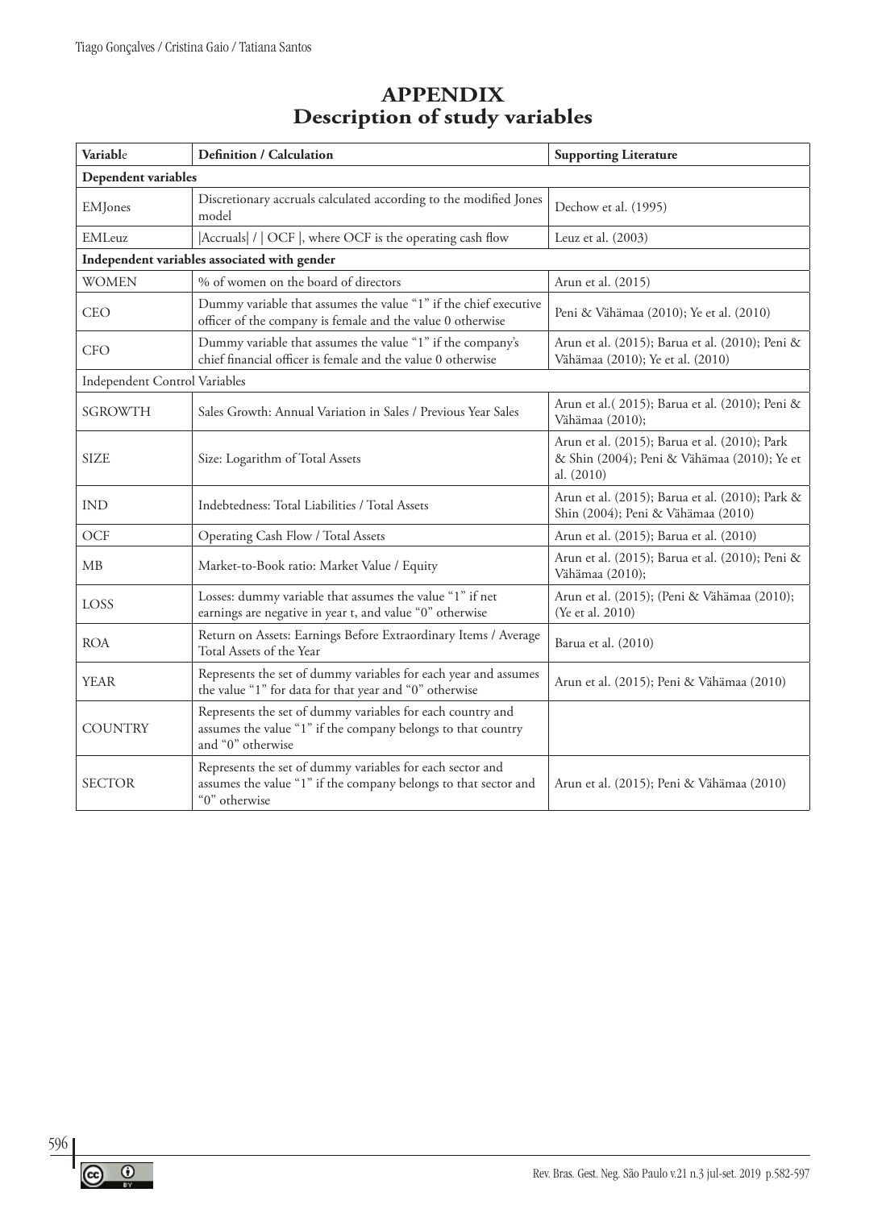# APPENDIX
## Description of study variables

| Variable | Definition / Calculation | Supporting Literature |
|---|---|---|
| **Dependent variables** | | |
| EMJones | Discretionary accruals calculated according to the modified Jones model | Dechow et al. (1995) |
| EMLeuz | \|Accruals\| / \| OCF \|, where OCF is the operating cash flow | Leuz et al. (2003) |
| **Independent variables associated with gender** | | |
| WOMEN | % of women on the board of directors | Arun et al. (2015) |
| CEO | Dummy variable that assumes the value "1" if the chief executive officer of the company is female and the value 0 otherwise | Peni & Vähämaa (2010); Ye et al. (2010) |
| CFO | Dummy variable that assumes the value "1" if the company's chief financial officer is female and the value 0 otherwise | Arun et al. (2015); Barua et al. (2010); Peni & Vähämaa (2010); Ye et al. (2010) |
| Independent Control Variables | | |
| SGROWTH | Sales Growth: Annual Variation in Sales / Previous Year Sales | Arun et al.( 2015); Barua et al. (2010); Peni & Vähämaa (2010); |
| SIZE | Size: Logarithm of Total Assets | Arun et al. (2015); Barua et al. (2010); Park & Shin (2004); Peni & Vähämaa (2010); Ye et al. (2010) |
| IND | Indebtedness: Total Liabilities / Total Assets | Arun et al. (2015); Barua et al. (2010); Park & Shin (2004); Peni & Vähämaa (2010) |
| OCF | Operating Cash Flow / Total Assets | Arun et al. (2015); Barua et al. (2010) |
| MB | Market-to-Book ratio: Market Value / Equity | Arun et al. (2015); Barua et al. (2010); Peni & Vähämaa (2010); |
| LOSS | Losses: dummy variable that assumes the value "1" if net earnings are negative in year t, and value "0" otherwise | Arun et al. (2015); (Peni & Vähämaa (2010); (Ye et al. 2010) |
| ROA | Return on Assets: Earnings Before Extraordinary Items / Average Total Assets of the Year | Barua et al. (2010) |
| YEAR | Represents the set of dummy variables for each year and assumes the value "1" for data for that year and "0" otherwise | Arun et al. (2015); Peni & Vähämaa (2010) |
| COUNTRY | Represents the set of dummy variables for each country and assumes the value "1" if the company belongs to that country and "0" otherwise | |
| SECTOR | Represents the set of dummy variables for each sector and assumes the value "1" if the company belongs to that sector and "0" otherwise | Arun et al. (2015); Peni & Vähämaa (2010) |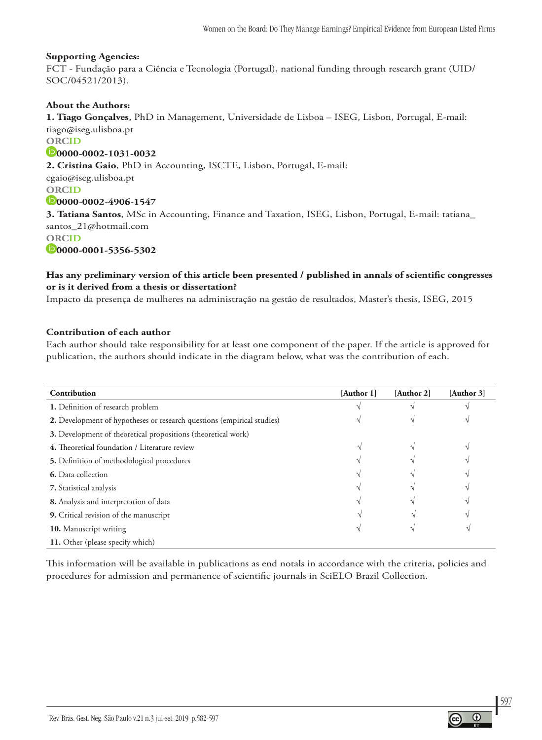**Supporting Agencies:**
FCT - Fundação para a Ciência e Tecnologia (Portugal), national funding through research grant (UID/SOC/04521/2013).

**About the Authors:**

1. **Tiago Gonçalves**, PhD in Management, Universidade de Lisboa – ISEG, Lisbon, Portugal, E-mail: tiago@iseg.ulisboa.pt
**ORCID**
**0000-0002-1031-0032**
2. **Cristina Gaio**, PhD in Accounting, ISCTE, Lisbon, Portugal, E-mail: cgaio@iseg.ulisboa.pt
**ORCID**
**0000-0002-4906-1547**
3. **Tatiana Santos**, MSc in Accounting, Finance and Taxation, ISEG, Lisbon, Portugal, E-mail: tatiana_santos_21@hotmail.com
**ORCID**
**0000-0001-5356-5302**

**Has any preliminary version of this article been presented / published in annals of scientific congresses or is it derived from a thesis or dissertation?**
Impacto da presença de mulheres na administração na gestão de resultados, Master's thesis, ISEG, 2015

**Contribution of each author**
Each author should take responsibility for at least one component of the paper. If the article is approved for publication, the authors should indicate in the diagram below, what was the contribution of each.

| Contribution | [Author 1] | [Author 2] | [Author 3] |
|---|---|---|---|
| **1.** Definition of research problem | √ | √ | √ |
| **2.** Development of hypotheses or research questions (empirical studies) | √ | √ | √ |
| **3.** Development of theoretical propositions (theoretical work) | | | |
| **4.** Theoretical foundation / Literature review | √ | √ | √ |
| **5.** Definition of methodological procedures | √ | √ | √ |
| **6.** Data collection | √ | √ | √ |
| **7.** Statistical analysis | √ | √ | √ |
| **8.** Analysis and interpretation of data | √ | √ | √ |
| **9.** Critical revision of the manuscript | √ | √ | √ |
| **10.** Manuscript writing | √ | √ | √ |
| **11.** Other (please specify which) | | | |

This information will be available in publications as end notals in accordance with the criteria, policies and procedures for admission and permanence of scientific journals in SciELO Brazil Collection.